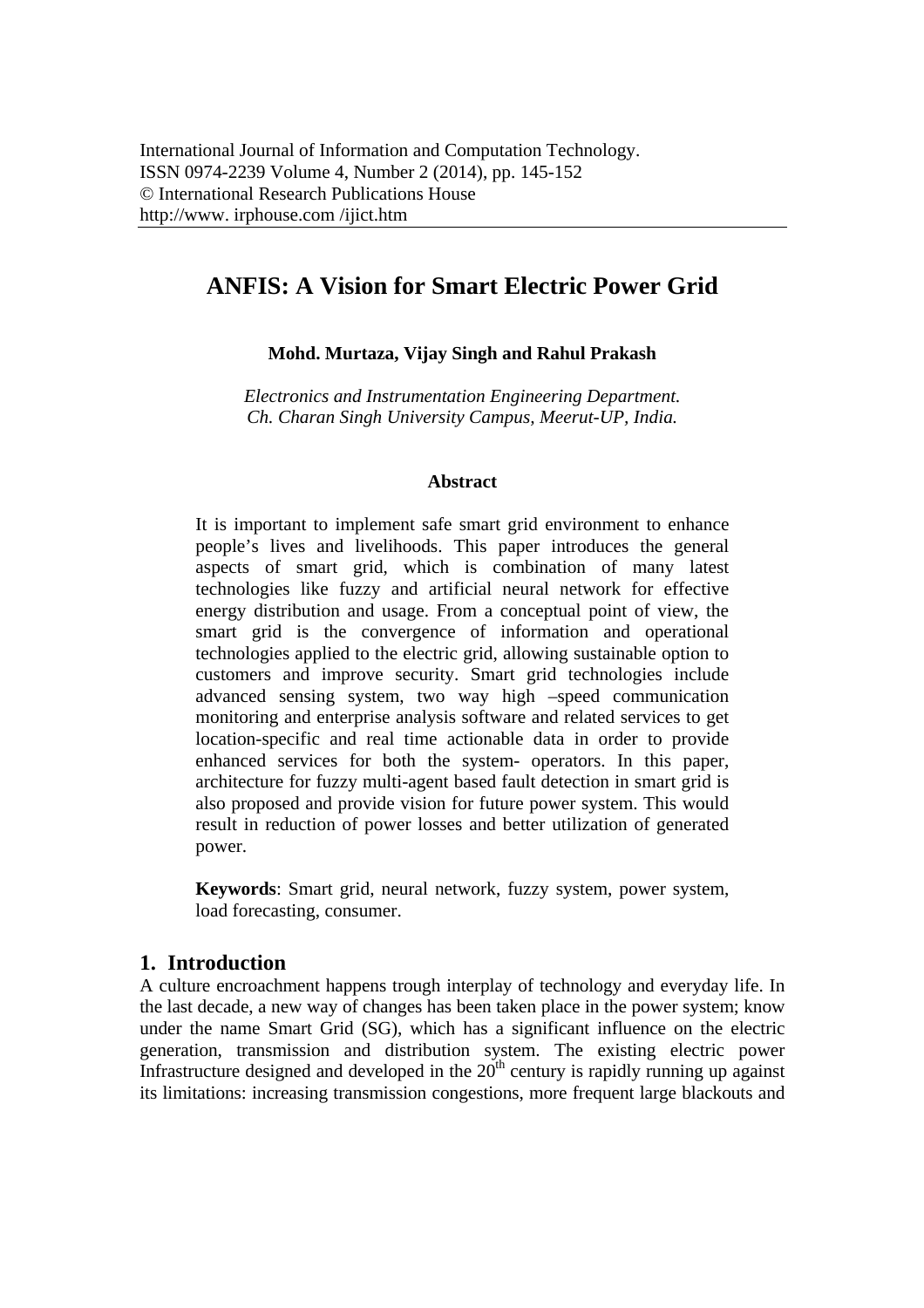# ANFIS: A Vision for Smart Electric Power Grid

**Mohd. Murtaza, Vijay Singh and Rahul Prakash**

*Electronics and Instrumentation Engineering Department.*
*Ch. Charan Singh University Campus, Meerut-UP, India.*

### Abstract

It is important to implement safe smart grid environment to enhance people's lives and livelihoods. This paper introduces the general aspects of smart grid, which is combination of many latest technologies like fuzzy and artificial neural network for effective energy distribution and usage. From a conceptual point of view, the smart grid is the convergence of information and operational technologies applied to the electric grid, allowing sustainable option to customers and improve security. Smart grid technologies include advanced sensing system, two way high –speed communication monitoring and enterprise analysis software and related services to get location-specific and real time actionable data in order to provide enhanced services for both the system- operators. In this paper, architecture for fuzzy multi-agent based fault detection in smart grid is also proposed and provide vision for future power system. This would result in reduction of power losses and better utilization of generated power.

**Keywords**: Smart grid, neural network, fuzzy system, power system, load forecasting, consumer.

## 1. Introduction

A culture encroachment happens trough interplay of technology and everyday life. In the last decade, a new way of changes has been taken place in the power system; know under the name Smart Grid (SG), which has a significant influence on the electric generation, transmission and distribution system. The existing electric power Infrastructure designed and developed in the 20th century is rapidly running up against its limitations: increasing transmission congestions, more frequent large blackouts and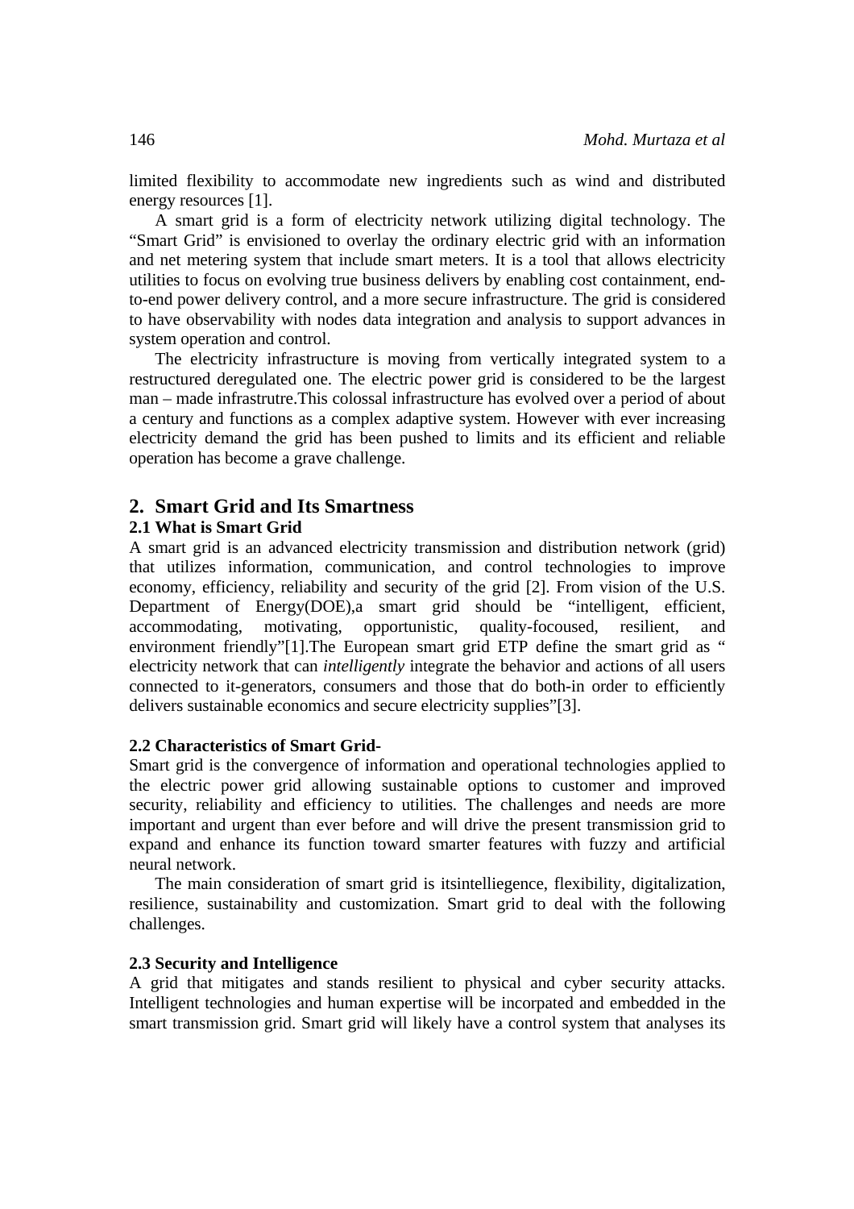limited flexibility to accommodate new ingredients such as wind and distributed energy resources [1].

A smart grid is a form of electricity network utilizing digital technology. The "Smart Grid" is envisioned to overlay the ordinary electric grid with an information and net metering system that include smart meters. It is a tool that allows electricity utilities to focus on evolving true business delivers by enabling cost containment, end-to-end power delivery control, and a more secure infrastructure. The grid is considered to have observability with nodes data integration and analysis to support advances in system operation and control.

The electricity infrastructure is moving from vertically integrated system to a restructured deregulated one. The electric power grid is considered to be the largest man – made infrastrutre.This colossal infrastructure has evolved over a period of about a century and functions as a complex adaptive system. However with ever increasing electricity demand the grid has been pushed to limits and its efficient and reliable operation has become a grave challenge.

## 2. Smart Grid and Its Smartness

### 2.1 What is Smart Grid

A smart grid is an advanced electricity transmission and distribution network (grid) that utilizes information, communication, and control technologies to improve economy, efficiency, reliability and security of the grid [2]. From vision of the U.S. Department of Energy(DOE),a smart grid should be "intelligent, efficient, accommodating, motivating, opportunistic, quality-focoused, resilient, and environment friendly"[1].The European smart grid ETP define the smart grid as " electricity network that can *intelligently* integrate the behavior and actions of all users connected to it-generators, consumers and those that do both-in order to efficiently delivers sustainable economics and secure electricity supplies"[3].

### 2.2 Characteristics of Smart Grid-

Smart grid is the convergence of information and operational technologies applied to the electric power grid allowing sustainable options to customer and improved security, reliability and efficiency to utilities. The challenges and needs are more important and urgent than ever before and will drive the present transmission grid to expand and enhance its function toward smarter features with fuzzy and artificial neural network.

The main consideration of smart grid is itsintelliegence, flexibility, digitalization, resilience, sustainability and customization. Smart grid to deal with the following challenges.

### 2.3 Security and Intelligence

A grid that mitigates and stands resilient to physical and cyber security attacks. Intelligent technologies and human expertise will be incorpated and embedded in the smart transmission grid. Smart grid will likely have a control system that analyses its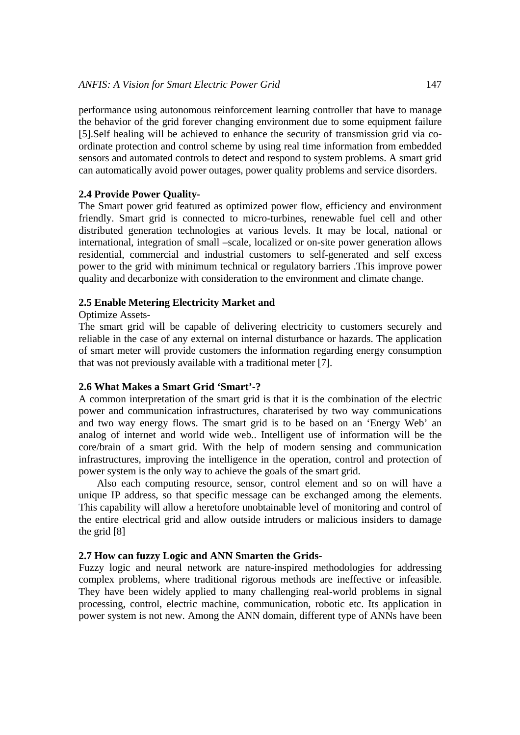performance using autonomous reinforcement learning controller that have to manage the behavior of the grid forever changing environment due to some equipment failure [5].Self healing will be achieved to enhance the security of transmission grid via co-ordinate protection and control scheme by using real time information from embedded sensors and automated controls to detect and respond to system problems. A smart grid can automatically avoid power outages, power quality problems and service disorders.

### 2.4 Provide Power Quality-

The Smart power grid featured as optimized power flow, efficiency and environment friendly. Smart grid is connected to micro-turbines, renewable fuel cell and other distributed generation technologies at various levels. It may be local, national or international, integration of small –scale, localized or on-site power generation allows residential, commercial and industrial customers to self-generated and self excess power to the grid with minimum technical or regulatory barriers .This improve power quality and decarbonize with consideration to the environment and climate change.

### 2.5 Enable Metering Electricity Market and

Optimize Assets-

The smart grid will be capable of delivering electricity to customers securely and reliable in the case of any external on internal disturbance or hazards. The application of smart meter will provide customers the information regarding energy consumption that was not previously available with a traditional meter [7].

### 2.6 What Makes a Smart Grid 'Smart'-?

A common interpretation of the smart grid is that it is the combination of the electric power and communication infrastructures, charaterised by two way communications and two way energy flows. The smart grid is to be based on an 'Energy Web' an analog of internet and world wide web.. Intelligent use of information will be the core/brain of a smart grid. With the help of modern sensing and communication infrastructures, improving the intelligence in the operation, control and protection of power system is the only way to achieve the goals of the smart grid.

Also each computing resource, sensor, control element and so on will have a unique IP address, so that specific message can be exchanged among the elements. This capability will allow a heretofore unobtainable level of monitoring and control of the entire electrical grid and allow outside intruders or malicious insiders to damage the grid [8]

### 2.7 How can fuzzy Logic and ANN Smarten the Grids-

Fuzzy logic and neural network are nature-inspired methodologies for addressing complex problems, where traditional rigorous methods are ineffective or infeasible. They have been widely applied to many challenging real-world problems in signal processing, control, electric machine, communication, robotic etc. Its application in power system is not new. Among the ANN domain, different type of ANNs have been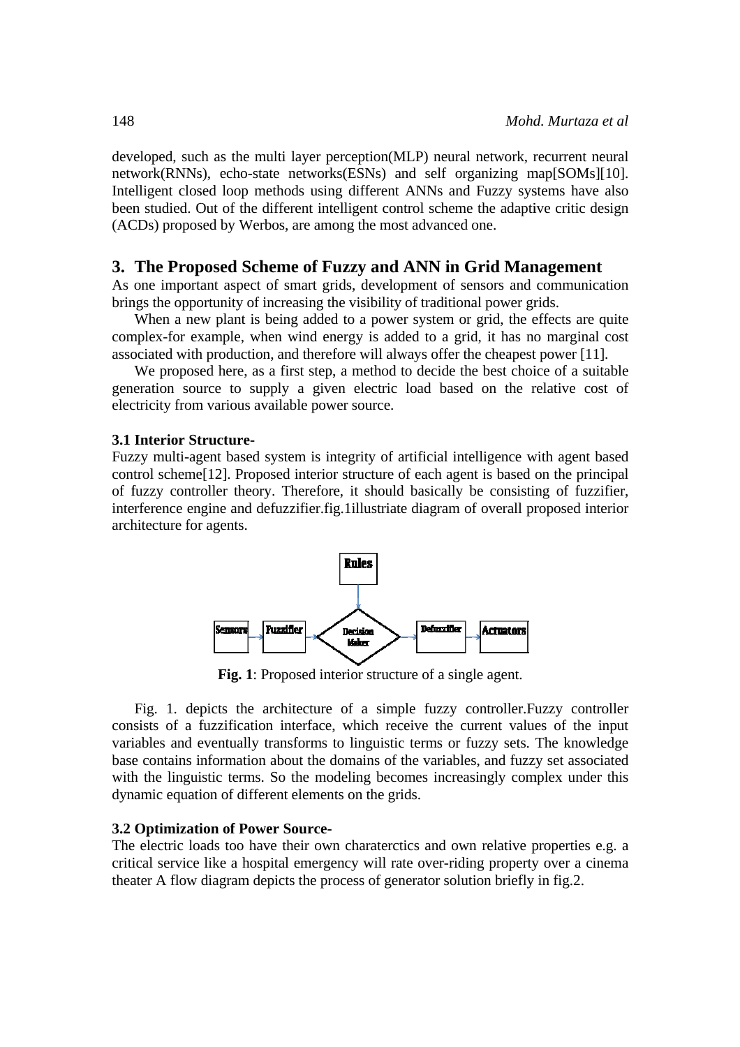developed, such as the multi layer perception(MLP) neural network, recurrent neural network(RNNs), echo-state networks(ESNs) and self organizing map[SOMs][10]. Intelligent closed loop methods using different ANNs and Fuzzy systems have also been studied. Out of the different intelligent control scheme the adaptive critic design (ACDs) proposed by Werbos, are among the most advanced one.

## 3. The Proposed Scheme of Fuzzy and ANN in Grid Management

As one important aspect of smart grids, development of sensors and communication brings the opportunity of increasing the visibility of traditional power grids.

When a new plant is being added to a power system or grid, the effects are quite complex-for example, when wind energy is added to a grid, it has no marginal cost associated with production, and therefore will always offer the cheapest power [11].

We proposed here, as a first step, a method to decide the best choice of a suitable generation source to supply a given electric load based on the relative cost of electricity from various available power source.

### 3.1 Interior Structure-

Fuzzy multi-agent based system is integrity of artificial intelligence with agent based control scheme[12]. Proposed interior structure of each agent is based on the principal of fuzzy controller theory. Therefore, it should basically be consisting of fuzzifier, interference engine and defuzzifier.fig.1illustriate diagram of overall proposed interior architecture for agents.

Rules

Sensors → Fuzzifier → Decision Maker → Defuzzifier → Actuators

**Fig. 1**: Proposed interior structure of a single agent.

Fig. 1. depicts the architecture of a simple fuzzy controller.Fuzzy controller consists of a fuzzification interface, which receive the current values of the input variables and eventually transforms to linguistic terms or fuzzy sets. The knowledge base contains information about the domains of the variables, and fuzzy set associated with the linguistic terms. So the modeling becomes increasingly complex under this dynamic equation of different elements on the grids.

### 3.2 Optimization of Power Source-

The electric loads too have their own charaterctics and own relative properties e.g. a critical service like a hospital emergency will rate over-riding property over a cinema theater A flow diagram depicts the process of generator solution briefly in fig.2.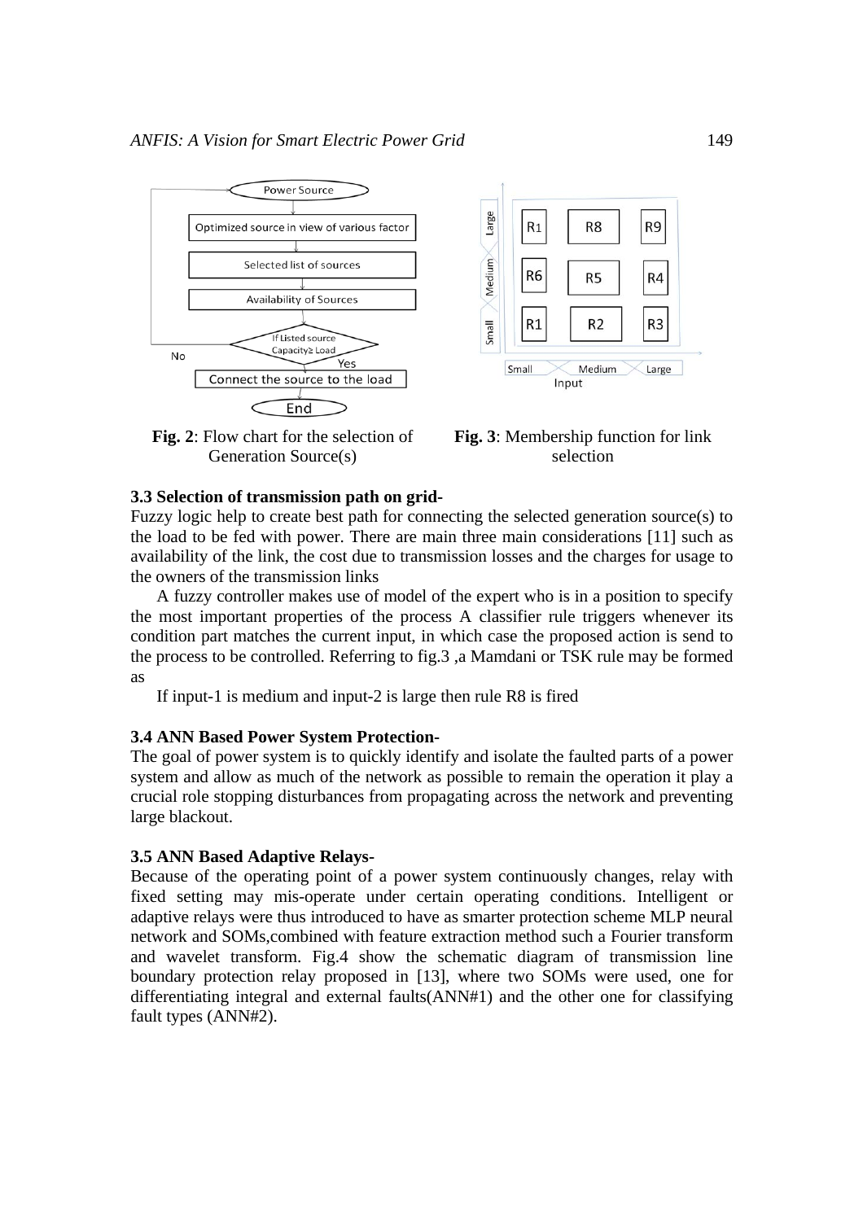**Fig. 2**: Flow chart for the selection of Generation Source(s)

**Fig. 3**: Membership function for link selection

### 3.3 Selection of transmission path on grid-

Fuzzy logic help to create best path for connecting the selected generation source(s) to the load to be fed with power. There are main three main considerations [11] such as availability of the link, the cost due to transmission losses and the charges for usage to the owners of the transmission links

A fuzzy controller makes use of model of the expert who is in a position to specify the most important properties of the process A classifier rule triggers whenever its condition part matches the current input, in which case the proposed action is send to the process to be controlled. Referring to fig.3 ,a Mamdani or TSK rule may be formed as

If input-1 is medium and input-2 is large then rule R8 is fired

### 3.4 ANN Based Power System Protection-

The goal of power system is to quickly identify and isolate the faulted parts of a power system and allow as much of the network as possible to remain the operation it play a crucial role stopping disturbances from propagating across the network and preventing large blackout.

### 3.5 ANN Based Adaptive Relays-

Because of the operating point of a power system continuously changes, relay with fixed setting may mis-operate under certain operating conditions. Intelligent or adaptive relays were thus introduced to have as smarter protection scheme MLP neural network and SOMs,combined with feature extraction method such a Fourier transform and wavelet transform. Fig.4 show the schematic diagram of transmission line boundary protection relay proposed in [13], where two SOMs were used, one for differentiating integral and external faults(ANN#1) and the other one for classifying fault types (ANN#2).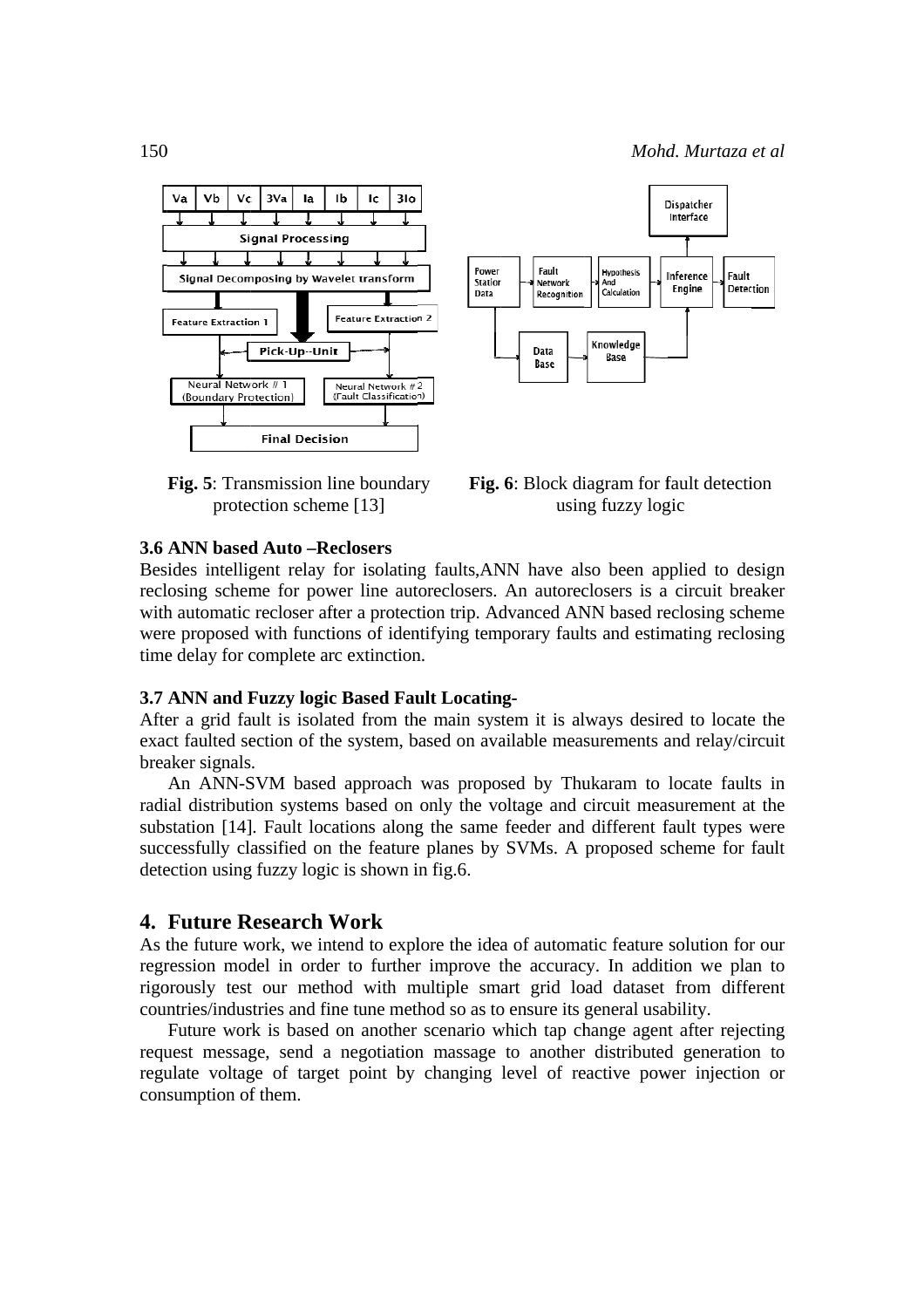**Fig. 5**: Transmission line boundary protection scheme [13]

**Fig. 6**: Block diagram for fault detection using fuzzy logic

### 3.6 ANN based Auto –Reclosers

Besides intelligent relay for isolating faults,ANN have also been applied to design reclosing scheme for power line autoreclosers. An autoreclosers is a circuit breaker with automatic recloser after a protection trip. Advanced ANN based reclosing scheme were proposed with functions of identifying temporary faults and estimating reclosing time delay for complete arc extinction.

### 3.7 ANN and Fuzzy logic Based Fault Locating-

After a grid fault is isolated from the main system it is always desired to locate the exact faulted section of the system, based on available measurements and relay/circuit breaker signals.

An ANN-SVM based approach was proposed by Thukaram to locate faults in radial distribution systems based on only the voltage and circuit measurement at the substation [14]. Fault locations along the same feeder and different fault types were successfully classified on the feature planes by SVMs. A proposed scheme for fault detection using fuzzy logic is shown in fig.6.

## 4. Future Research Work

As the future work, we intend to explore the idea of automatic feature solution for our regression model in order to further improve the accuracy. In addition we plan to rigorously test our method with multiple smart grid load dataset from different countries/industries and fine tune method so as to ensure its general usability.

Future work is based on another scenario which tap change agent after rejecting request message, send a negotiation massage to another distributed generation to regulate voltage of target point by changing level of reactive power injection or consumption of them.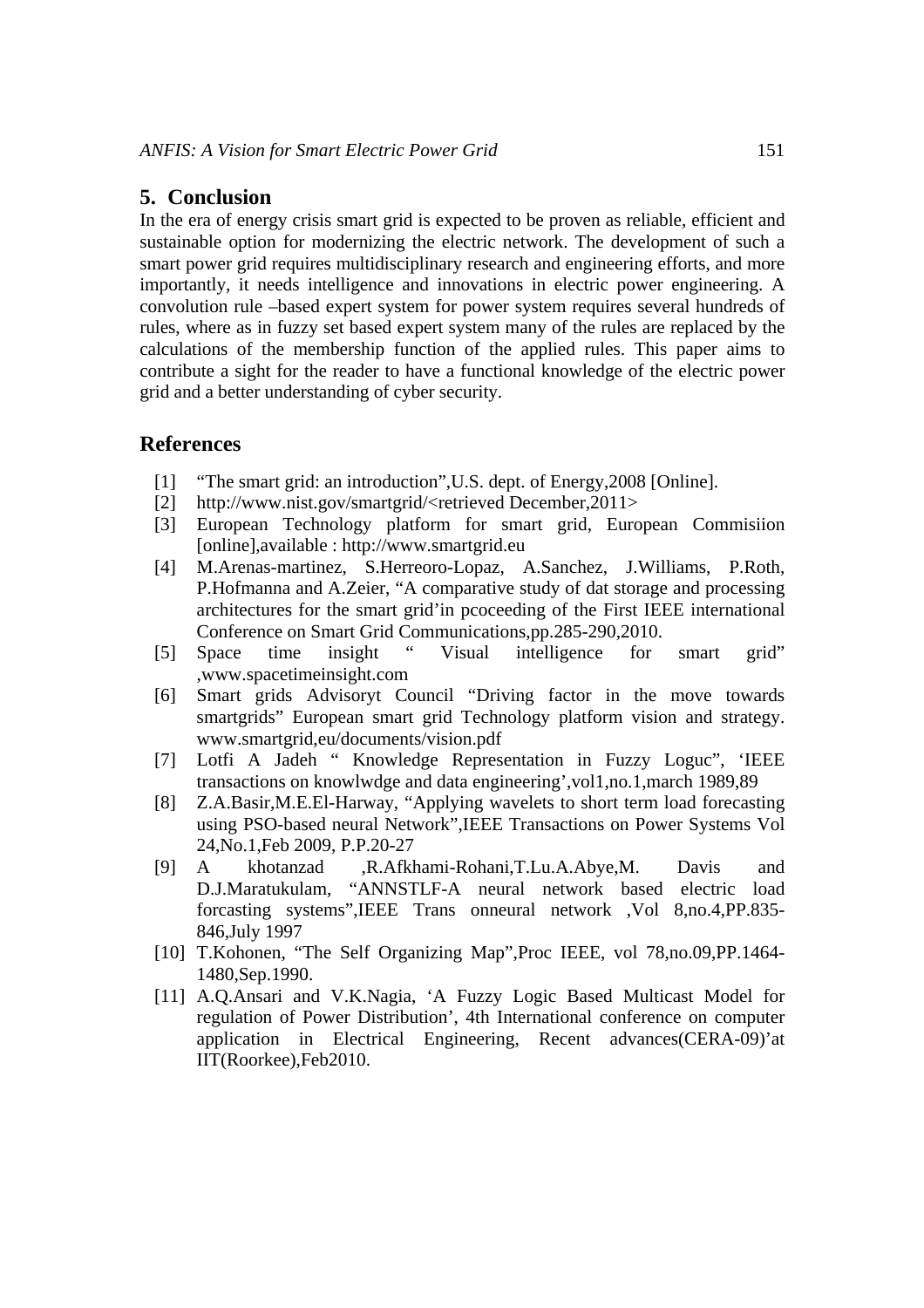## 5. Conclusion

In the era of energy crisis smart grid is expected to be proven as reliable, efficient and sustainable option for modernizing the electric network. The development of such a smart power grid requires multidisciplinary research and engineering efforts, and more importantly, it needs intelligence and innovations in electric power engineering. A convolution rule –based expert system for power system requires several hundreds of rules, where as in fuzzy set based expert system many of the rules are replaced by the calculations of the membership function of the applied rules. This paper aims to contribute a sight for the reader to have a functional knowledge of the electric power grid and a better understanding of cyber security.

## References

[1] "The smart grid: an introduction",U.S. dept. of Energy,2008 [Online].

[2] http://www.nist.gov/smartgrid/<retrieved December,2011>

[3] European Technology platform for smart grid, European Commisiion [online],available : http://www.smartgrid.eu

[4] M.Arenas-martinez, S.Herreoro-Lopaz, A.Sanchez, J.Williams, P.Roth, P.Hofmanna and A.Zeier, "A comparative study of dat storage and processing architectures for the smart grid'in pcoceeding of the First IEEE international Conference on Smart Grid Communications,pp.285-290,2010.

[5] Space time insight " Visual intelligence for smart grid" ,www.spacetimeinsight.com

[6] Smart grids Advisoryt Council "Driving factor in the move towards smartgrids" European smart grid Technology platform vision and strategy. www.smartgrid,eu/documents/vision.pdf

[7] Lotfi A Jadeh " Knowledge Representation in Fuzzy Loguc", 'IEEE transactions on knowlwdge and data engineering',vol1,no.1,march 1989,89

[8] Z.A.Basir,M.E.El-Harway, "Applying wavelets to short term load forecasting using PSO-based neural Network",IEEE Transactions on Power Systems Vol 24,No.1,Feb 2009, P.P.20-27

[9] A khotanzad ,R.Afkhami-Rohani,T.Lu.A.Abye,M. Davis and D.J.Maratukulam, "ANNSTLF-A neural network based electric load forcasting systems",IEEE Trans onneural network ,Vol 8,no.4,PP.835-846,July 1997

[10] T.Kohonen, "The Self Organizing Map",Proc IEEE, vol 78,no.09,PP.1464-1480,Sep.1990.

[11] A.Q.Ansari and V.K.Nagia, 'A Fuzzy Logic Based Multicast Model for regulation of Power Distribution', 4th International conference on computer application in Electrical Engineering, Recent advances(CERA-09)'at IIT(Roorkee),Feb2010.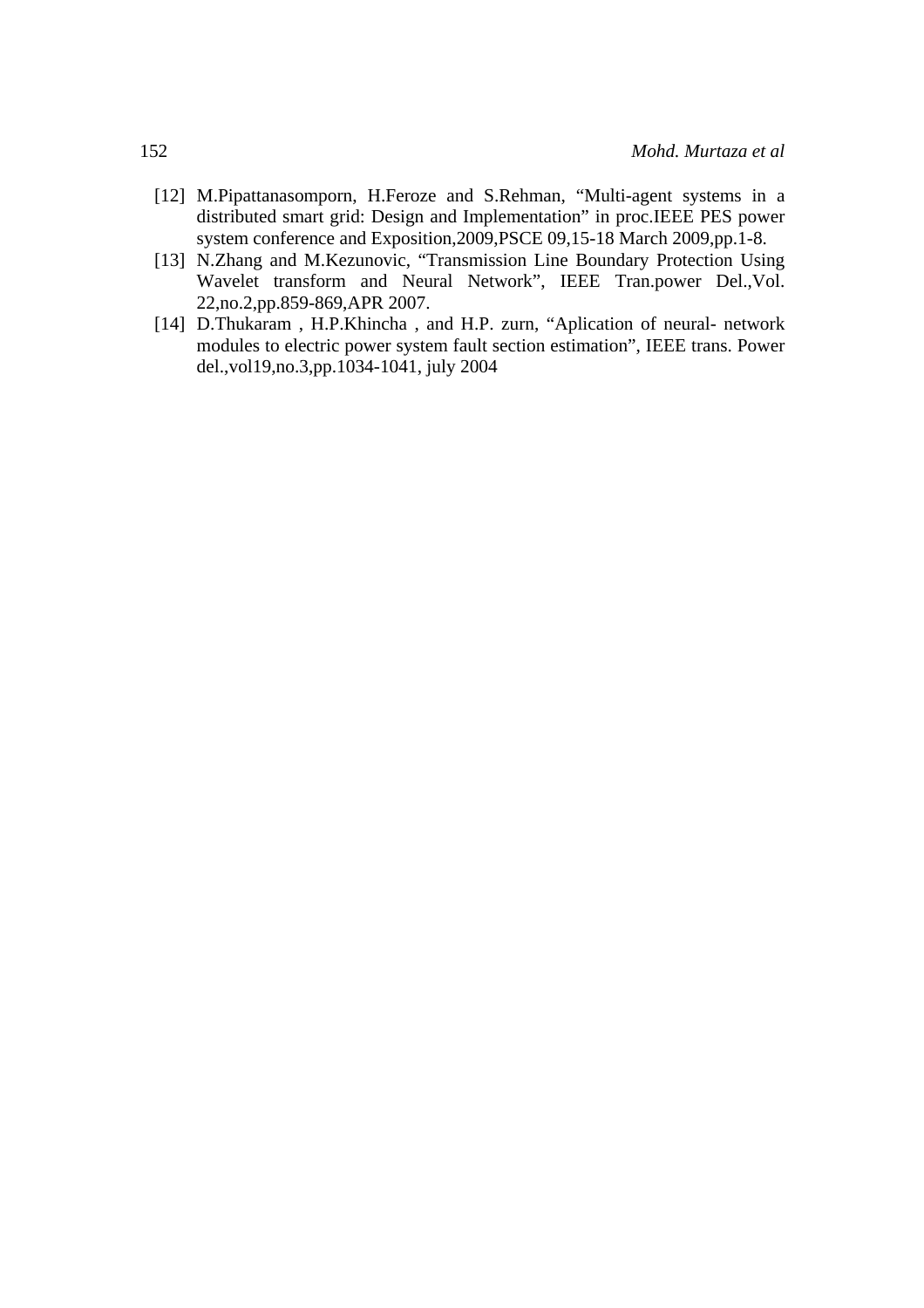[12] M.Pipattanasomporn, H.Feroze and S.Rehman, "Multi-agent systems in a distributed smart grid: Design and Implementation" in proc.IEEE PES power system conference and Exposition,2009,PSCE 09,15-18 March 2009,pp.1-8.

[13] N.Zhang and M.Kezunovic, "Transmission Line Boundary Protection Using Wavelet transform and Neural Network", IEEE Tran.power Del.,Vol. 22,no.2,pp.859-869,APR 2007.

[14] D.Thukaram , H.P.Khincha , and H.P. zurn, "Aplication of neural- network modules to electric power system fault section estimation", IEEE trans. Power del.,vol19,no.3,pp.1034-1041, july 2004